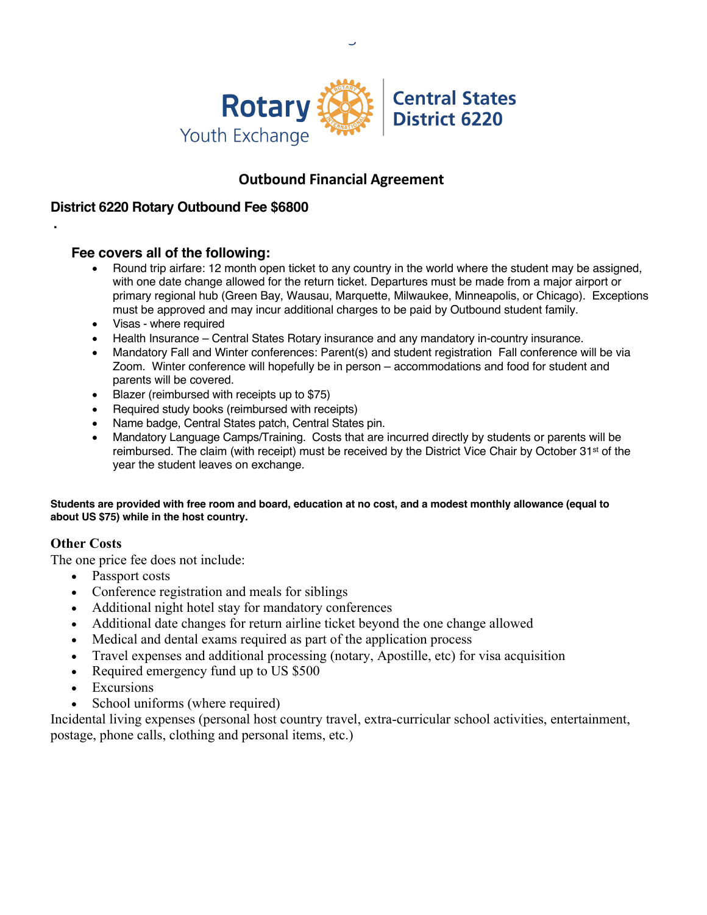Rotary Youth Exchange | Central States District 6220

# Outbound Financial Agreement

## District 6220 Rotary Outbound Fee $6800

.

### Fee covers all of the following:

- Round trip airfare: 12 month open ticket to any country in the world where the student may be assigned, with one date change allowed for the return ticket. Departures must be made from a major airport or primary regional hub (Green Bay, Wausau, Marquette, Milwaukee, Minneapolis, or Chicago). Exceptions must be approved and may incur additional charges to be paid by Outbound student family.
- Visas - where required
- Health Insurance – Central States Rotary insurance and any mandatory in-country insurance.
- Mandatory Fall and Winter conferences: Parent(s) and student registration Fall conference will be via Zoom. Winter conference will hopefully be in person – accommodations and food for student and parents will be covered.
- Blazer (reimbursed with receipts up to $75)
- Required study books (reimbursed with receipts)
- Name badge, Central States patch, Central States pin.
- Mandatory Language Camps/Training. Costs that are incurred directly by students or parents will be reimbursed. The claim (with receipt) must be received by the District Vice Chair by October 31st of the year the student leaves on exchange.

**Students are provided with free room and board, education at no cost, and a modest monthly allowance (equal to about US $75) while in the host country.**

### Other Costs

The one price fee does not include:

- Passport costs
- Conference registration and meals for siblings
- Additional night hotel stay for mandatory conferences
- Additional date changes for return airline ticket beyond the one change allowed
- Medical and dental exams required as part of the application process
- Travel expenses and additional processing (notary, Apostille, etc) for visa acquisition
- Required emergency fund up to US $500
- Excursions
- School uniforms (where required)

Incidental living expenses (personal host country travel, extra-curricular school activities, entertainment, postage, phone calls, clothing and personal items, etc.)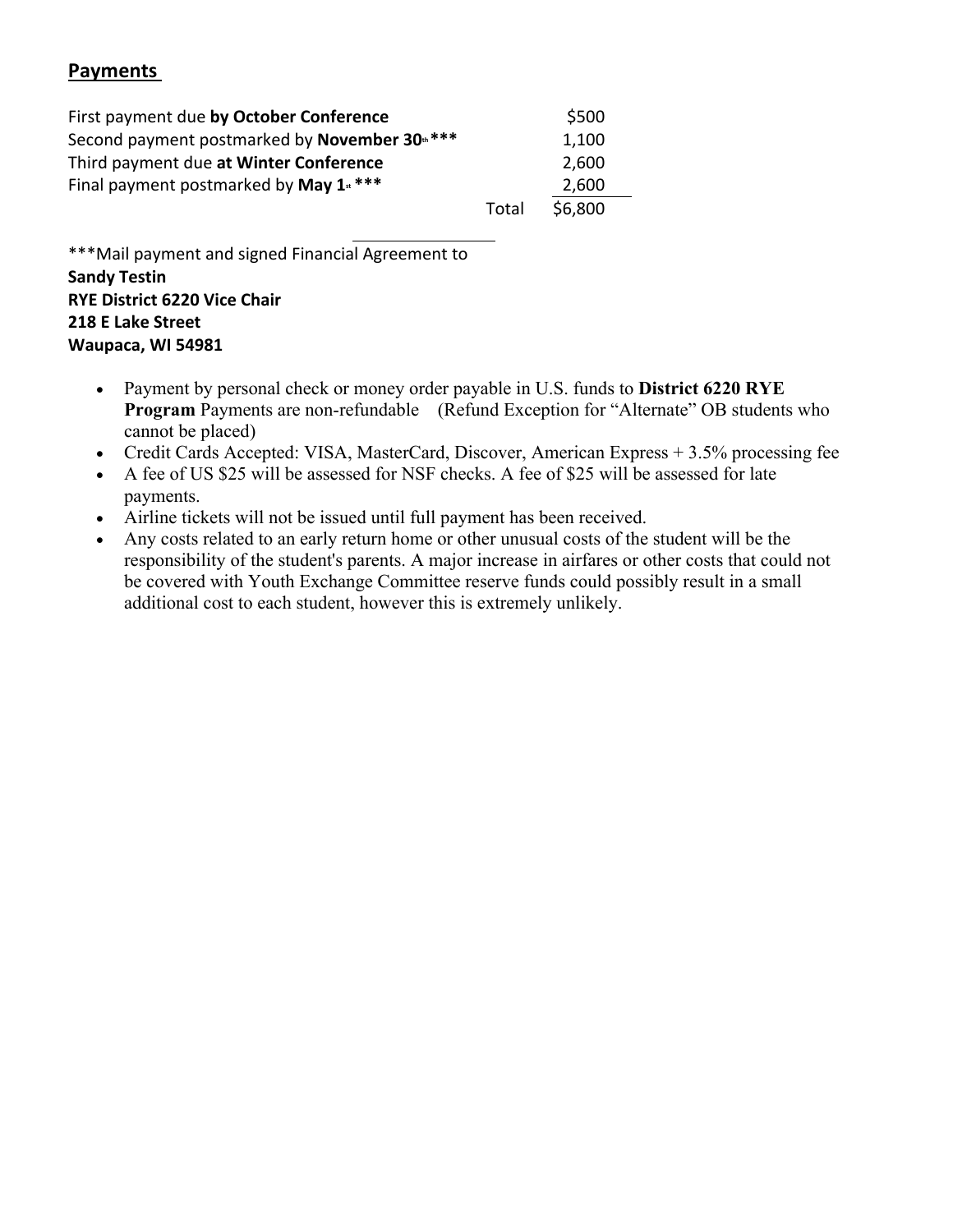## Payments

| | | |
|---|---|---|
| First payment due **by October Conference** | | $500 |
| Second payment postmarked by **November 30th \*\*\*** | | 1,100 |
| Third payment due **at Winter Conference** | | 2,600 |
| Final payment postmarked by **May 1st \*\*\*** | | 2,600 |
| | Total | $6,800 |

***Mail payment and signed Financial Agreement to
**Sandy Testin**
**RYE District 6220 Vice Chair**
**218 E Lake Street**
**Waupaca, WI 54981**

- Payment by personal check or money order payable in U.S. funds to **District 6220 RYE Program** Payments are non-refundable (Refund Exception for "Alternate" OB students who cannot be placed)
- Credit Cards Accepted: VISA, MasterCard, Discover, American Express + 3.5% processing fee
- A fee of US $25 will be assessed for NSF checks. A fee of $25 will be assessed for late payments.
- Airline tickets will not be issued until full payment has been received.
- Any costs related to an early return home or other unusual costs of the student will be the responsibility of the student's parents. A major increase in airfares or other costs that could not be covered with Youth Exchange Committee reserve funds could possibly result in a small additional cost to each student, however this is extremely unlikely.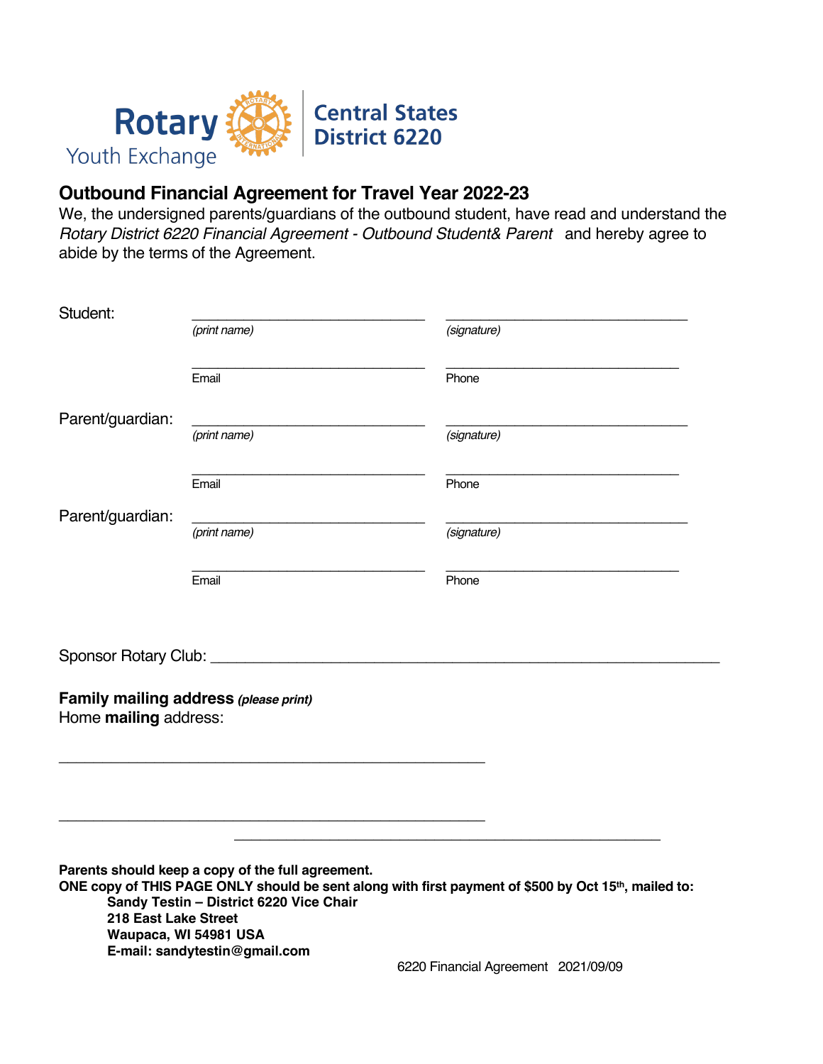Rotary Youth Exchange

Central States District 6220

## Outbound Financial Agreement for Travel Year 2022-23

We, the undersigned parents/guardians of the outbound student, have read and understand the *Rotary District 6220 Financial Agreement - Outbound Student& Parent* and hereby agree to abide by the terms of the Agreement.

Student: ______________________________ ______________________________
*(print name)* *(signature)*

______________________________ ______________________________
Email Phone

Parent/guardian: ______________________________ ______________________________
*(print name)* *(signature)*

______________________________ ______________________________
Email Phone

Parent/guardian: ______________________________ ______________________________
*(print name)* *(signature)*

______________________________ ______________________________
Email Phone

Sponsor Rotary Club: ____________________________________________________________

**Family mailing address** ***(please print)***
Home **mailing** address:

______________________________________________________

______________________________________________________

______________________________________________________

**Parents should keep a copy of the full agreement.**
**ONE copy of THIS PAGE ONLY should be sent along with first payment of $500 by Oct 15th, mailed to:**

**Sandy Testin – District 6220 Vice Chair**
**218 East Lake Street**
**Waupaca, WI 54981 USA**
**E-mail: sandytestin@gmail.com**

6220 Financial Agreement 2021/09/09